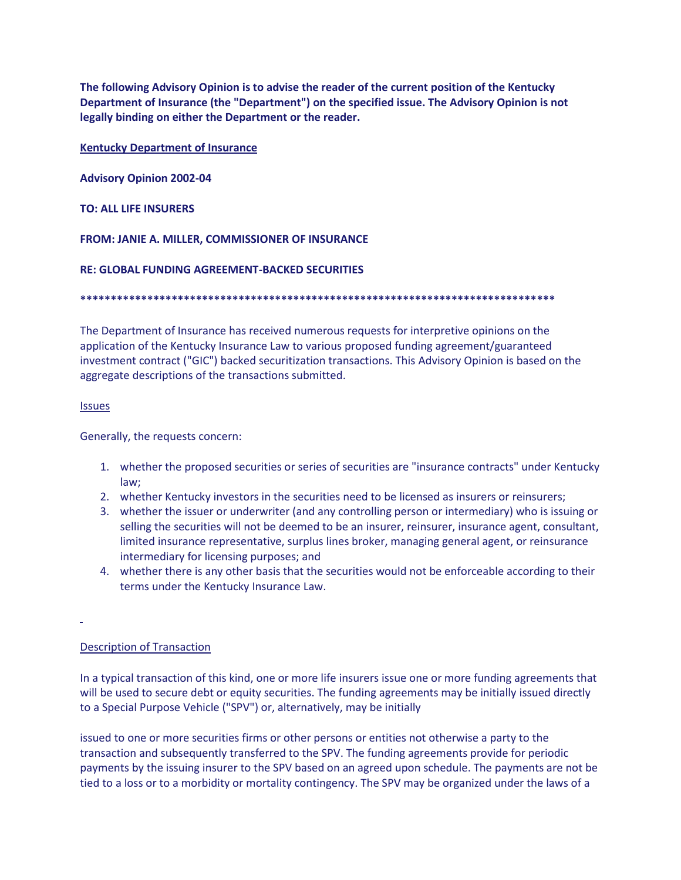**The following Advisory Opinion is to advise the reader of the current position of the Kentucky Department of Insurance (the "Department") on the specified issue. The Advisory Opinion is not legally binding on either the Department or the reader.**

**Kentucky Department of Insurance**

**Advisory Opinion 2002-04**

**TO: ALL LIFE INSURERS**

**FROM: JANIE A. MILLER, COMMISSIONER OF INSURANCE**

**RE: GLOBAL FUNDING AGREEMENT-BACKED SECURITIES**

**\*\*\*\*\*\*\*\*\*\*\*\*\*\*\*\*\*\*\*\*\*\*\*\*\*\*\*\*\*\*\*\*\*\*\*\*\*\*\*\*\*\*\*\*\*\*\*\*\*\*\*\*\*\*\*\*\*\*\*\*\*\*\*\*\*\*\*\*\*\*\*\*\*\*\*\*\*\*\***

The Department of Insurance has received numerous requests for interpretive opinions on the application of the Kentucky Insurance Law to various proposed funding agreement/guaranteed investment contract ("GIC") backed securitization transactions. This Advisory Opinion is based on the aggregate descriptions of the transactions submitted.

Issues

Generally, the requests concern:

1. whether the proposed securities or series of securities are "insurance contracts" under Kentucky law;
2. whether Kentucky investors in the securities need to be licensed as insurers or reinsurers;
3. whether the issuer or underwriter (and any controlling person or intermediary) who is issuing or selling the securities will not be deemed to be an insurer, reinsurer, insurance agent, consultant, limited insurance representative, surplus lines broker, managing general agent, or reinsurance intermediary for licensing purposes; and
4. whether there is any other basis that the securities would not be enforceable according to their terms under the Kentucky Insurance Law.

Description of Transaction

In a typical transaction of this kind, one or more life insurers issue one or more funding agreements that will be used to secure debt or equity securities. The funding agreements may be initially issued directly to a Special Purpose Vehicle ("SPV") or, alternatively, may be initially issued to one or more securities firms or other persons or entities not otherwise a party to the transaction and subsequently transferred to the SPV. The funding agreements provide for periodic payments by the issuing insurer to the SPV based on an agreed upon schedule. The payments are not be tied to a loss or to a morbidity or mortality contingency. The SPV may be organized under the laws of a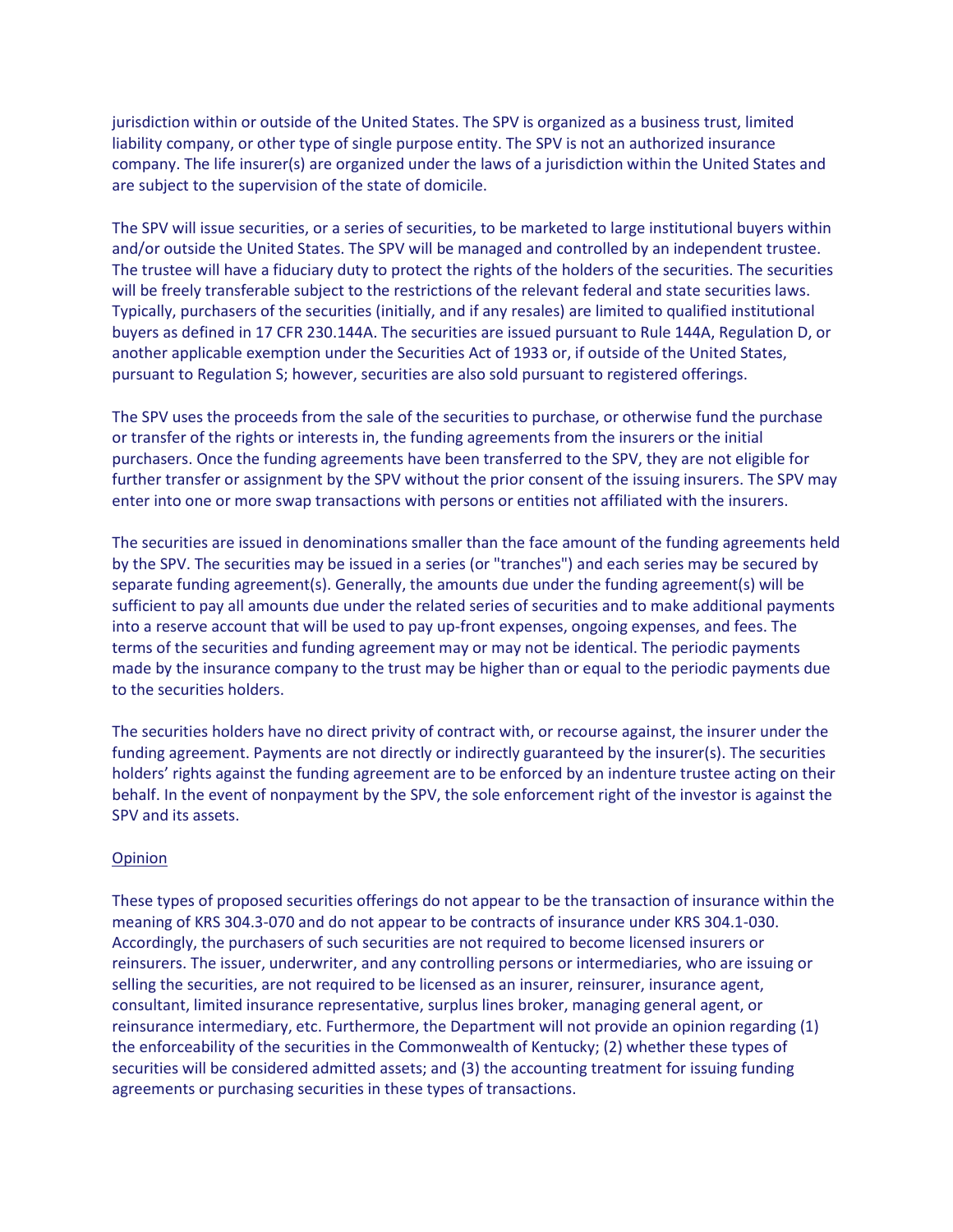jurisdiction within or outside of the United States. The SPV is organized as a business trust, limited liability company, or other type of single purpose entity. The SPV is not an authorized insurance company. The life insurer(s) are organized under the laws of a jurisdiction within the United States and are subject to the supervision of the state of domicile.

The SPV will issue securities, or a series of securities, to be marketed to large institutional buyers within and/or outside the United States. The SPV will be managed and controlled by an independent trustee. The trustee will have a fiduciary duty to protect the rights of the holders of the securities. The securities will be freely transferable subject to the restrictions of the relevant federal and state securities laws. Typically, purchasers of the securities (initially, and if any resales) are limited to qualified institutional buyers as defined in 17 CFR 230.144A. The securities are issued pursuant to Rule 144A, Regulation D, or another applicable exemption under the Securities Act of 1933 or, if outside of the United States, pursuant to Regulation S; however, securities are also sold pursuant to registered offerings.

The SPV uses the proceeds from the sale of the securities to purchase, or otherwise fund the purchase or transfer of the rights or interests in, the funding agreements from the insurers or the initial purchasers. Once the funding agreements have been transferred to the SPV, they are not eligible for further transfer or assignment by the SPV without the prior consent of the issuing insurers. The SPV may enter into one or more swap transactions with persons or entities not affiliated with the insurers.

The securities are issued in denominations smaller than the face amount of the funding agreements held by the SPV. The securities may be issued in a series (or "tranches") and each series may be secured by separate funding agreement(s). Generally, the amounts due under the funding agreement(s) will be sufficient to pay all amounts due under the related series of securities and to make additional payments into a reserve account that will be used to pay up-front expenses, ongoing expenses, and fees. The terms of the securities and funding agreement may or may not be identical. The periodic payments made by the insurance company to the trust may be higher than or equal to the periodic payments due to the securities holders.

The securities holders have no direct privity of contract with, or recourse against, the insurer under the funding agreement. Payments are not directly or indirectly guaranteed by the insurer(s). The securities holders' rights against the funding agreement are to be enforced by an indenture trustee acting on their behalf. In the event of nonpayment by the SPV, the sole enforcement right of the investor is against the SPV and its assets.

## Opinion

These types of proposed securities offerings do not appear to be the transaction of insurance within the meaning of KRS 304.3-070 and do not appear to be contracts of insurance under KRS 304.1-030. Accordingly, the purchasers of such securities are not required to become licensed insurers or reinsurers. The issuer, underwriter, and any controlling persons or intermediaries, who are issuing or selling the securities, are not required to be licensed as an insurer, reinsurer, insurance agent, consultant, limited insurance representative, surplus lines broker, managing general agent, or reinsurance intermediary, etc. Furthermore, the Department will not provide an opinion regarding (1) the enforceability of the securities in the Commonwealth of Kentucky; (2) whether these types of securities will be considered admitted assets; and (3) the accounting treatment for issuing funding agreements or purchasing securities in these types of transactions.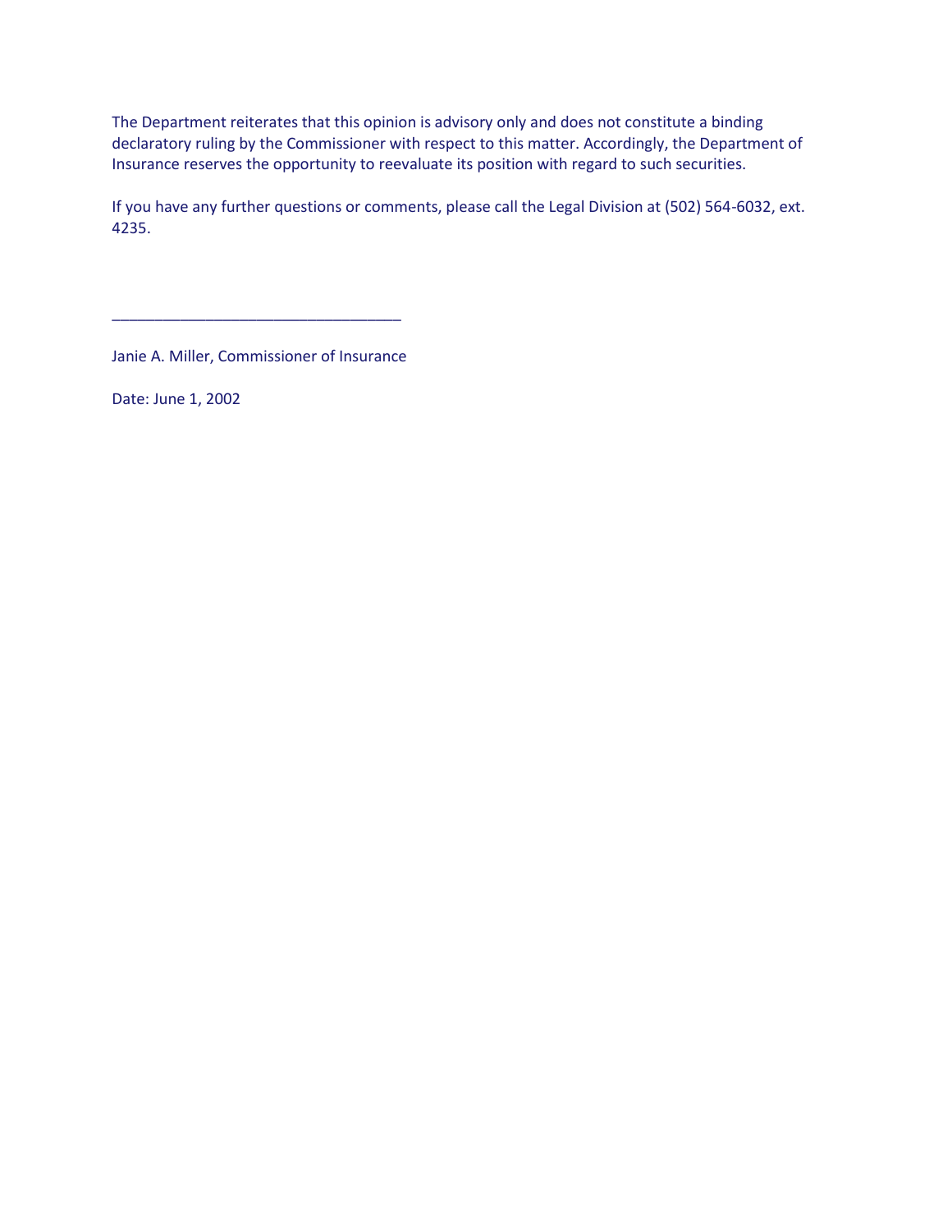The Department reiterates that this opinion is advisory only and does not constitute a binding declaratory ruling by the Commissioner with respect to this matter. Accordingly, the Department of Insurance reserves the opportunity to reevaluate its position with regard to such securities.

If you have any further questions or comments, please call the Legal Division at (502) 564-6032, ext. 4235.

\_\_\_\_\_\_\_\_\_\_\_\_\_\_\_\_\_\_\_\_\_\_\_\_\_\_\_\_\_\_\_\_\_\_

Janie A. Miller, Commissioner of Insurance

Date: June 1, 2002